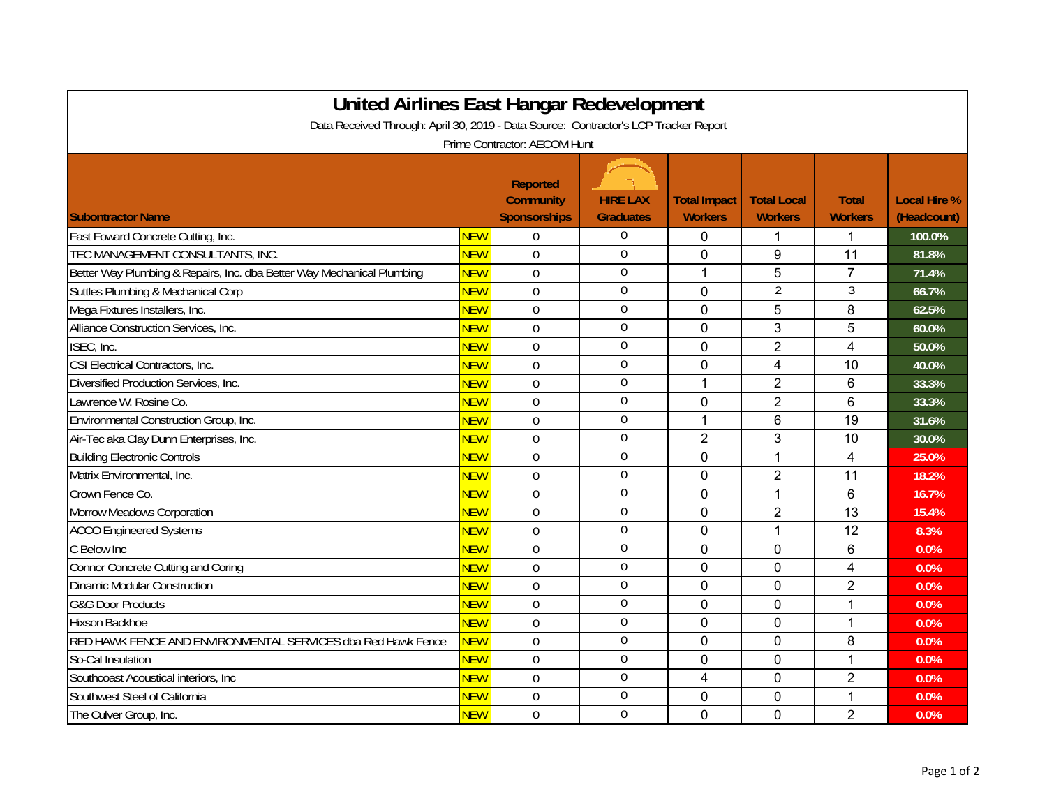# United Airlines East Hangar Redevelopment

Data Received Through: April 30, 2019 - Data Source: Contractor's LCP Tracker Report

Prime Contractor: AECOM Hunt

| Subontractor Name | | Reported Community Sponsorships | HIRE LAX Graduates | Total Impact Workers | Total Local Workers | Total Workers | Local Hire % (Headcount) |
|---|---|---|---|---|---|---|---|
| Fast Foward Concrete Cutting, Inc. | NEW | 0 | 0 | 0 | 1 | 1 | 100.0% |
| TEC MANAGEMENT CONSULTANTS, INC. | NEW | 0 | 0 | 0 | 9 | 11 | 81.8% |
| Better Way Plumbing & Repairs, Inc. dba Better Way Mechanical Plumbing | NEW | 0 | 0 | 1 | 5 | 7 | 71.4% |
| Suttles Plumbing & Mechanical Corp | NEW | 0 | 0 | 0 | 2 | 3 | 66.7% |
| Mega Fixtures Installers, Inc. | NEW | 0 | 0 | 0 | 5 | 8 | 62.5% |
| Alliance Construction Services, Inc. | NEW | 0 | 0 | 0 | 3 | 5 | 60.0% |
| ISEC, Inc. | NEW | 0 | 0 | 0 | 2 | 4 | 50.0% |
| CSI Electrical Contractors, Inc. | NEW | 0 | 0 | 0 | 4 | 10 | 40.0% |
| Diversified Production Services, Inc. | NEW | 0 | 0 | 1 | 2 | 6 | 33.3% |
| Lawrence W. Rosine Co. | NEW | 0 | 0 | 0 | 2 | 6 | 33.3% |
| Environmental Construction Group, Inc. | NEW | 0 | 0 | 1 | 6 | 19 | 31.6% |
| Air-Tec aka Clay Dunn Enterprises, Inc. | NEW | 0 | 0 | 2 | 3 | 10 | 30.0% |
| Building Electronic Controls | NEW | 0 | 0 | 0 | 1 | 4 | 25.0% |
| Matrix Environmental, Inc. | NEW | 0 | 0 | 0 | 2 | 11 | 18.2% |
| Crown Fence Co. | NEW | 0 | 0 | 0 | 1 | 6 | 16.7% |
| Morrow Meadows Corporation | NEW | 0 | 0 | 0 | 2 | 13 | 15.4% |
| ACCO Engineered Systems | NEW | 0 | 0 | 0 | 1 | 12 | 8.3% |
| C Below Inc | NEW | 0 | 0 | 0 | 0 | 6 | 0.0% |
| Connor Concrete Cutting and Coring | NEW | 0 | 0 | 0 | 0 | 4 | 0.0% |
| Dinamic Modular Construction | NEW | 0 | 0 | 0 | 0 | 2 | 0.0% |
| G&G Door Products | NEW | 0 | 0 | 0 | 0 | 1 | 0.0% |
| Hixson Backhoe | NEW | 0 | 0 | 0 | 0 | 1 | 0.0% |
| RED HAWK FENCE AND ENVIRONMENTAL SERVICES dba Red Hawk Fence | NEW | 0 | 0 | 0 | 0 | 8 | 0.0% |
| So-Cal Insulation | NEW | 0 | 0 | 0 | 0 | 1 | 0.0% |
| Southcoast Acoustical interiors, Inc | NEW | 0 | 0 | 4 | 0 | 2 | 0.0% |
| Southwest Steel of California | NEW | 0 | 0 | 0 | 0 | 1 | 0.0% |
| The Culver Group, Inc. | NEW | 0 | 0 | 0 | 0 | 2 | 0.0% |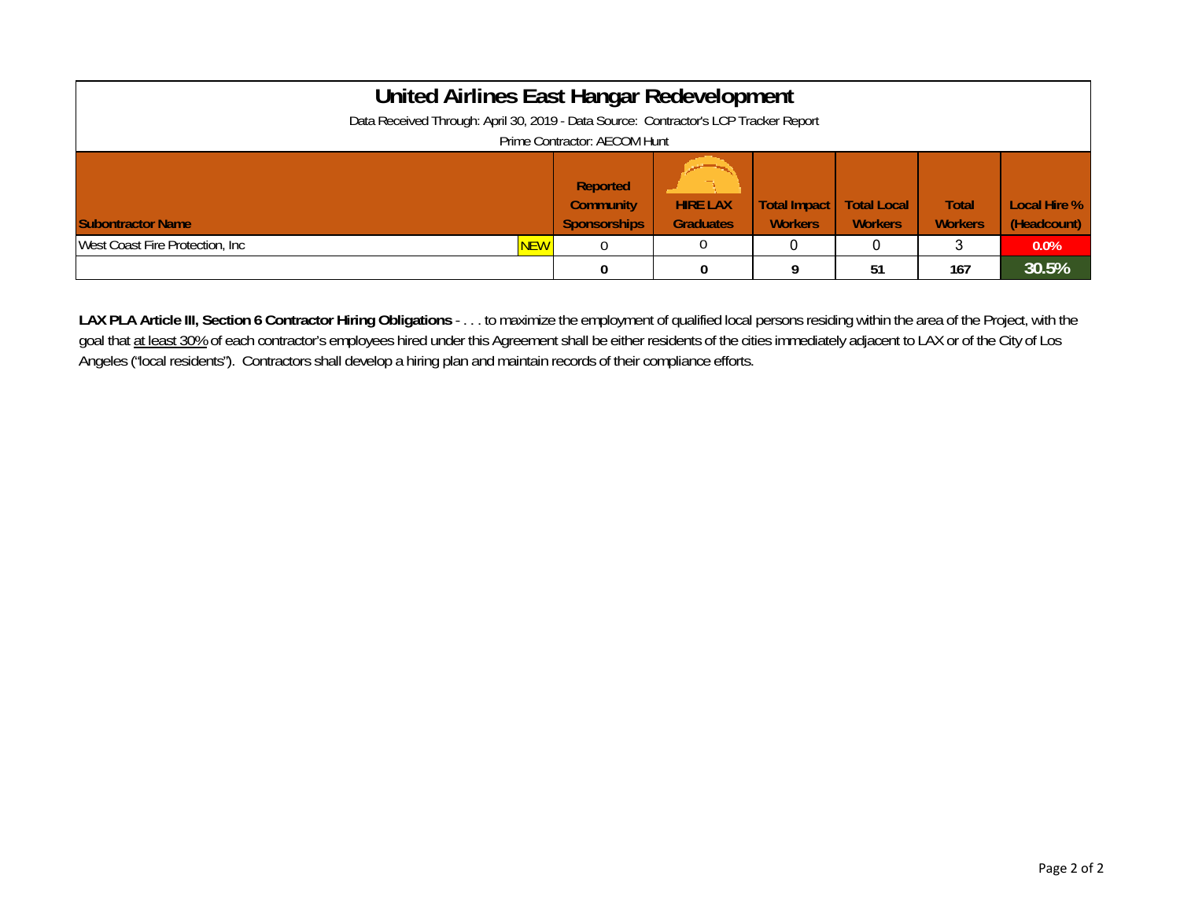# United Airlines East Hangar Redevelopment

Data Received Through: April 30, 2019 - Data Source: Contractor's LCP Tracker Report

Prime Contractor: AECOM Hunt

| Subontractor Name | | Reported Community Sponsorships | HIRE LAX Graduates | Total Impact Workers | Total Local Workers | Total Workers | Local Hire % (Headcount) |
|---|---|---|---|---|---|---|---|
| West Coast Fire Protection, Inc | NEW | 0 | 0 | 0 | 0 | 3 | 0.0% |
| | | **0** | **0** | **9** | **51** | **167** | **30.5%** |

**LAX PLA Article III, Section 6 Contractor Hiring Obligations** - . . . to maximize the employment of qualified local persons residing within the area of the Project, with the goal that at least 30% of each contractor's employees hired under this Agreement shall be either residents of the cities immediately adjacent to LAX or of the City of Los Angeles ("local residents"). Contractors shall develop a hiring plan and maintain records of their compliance efforts.